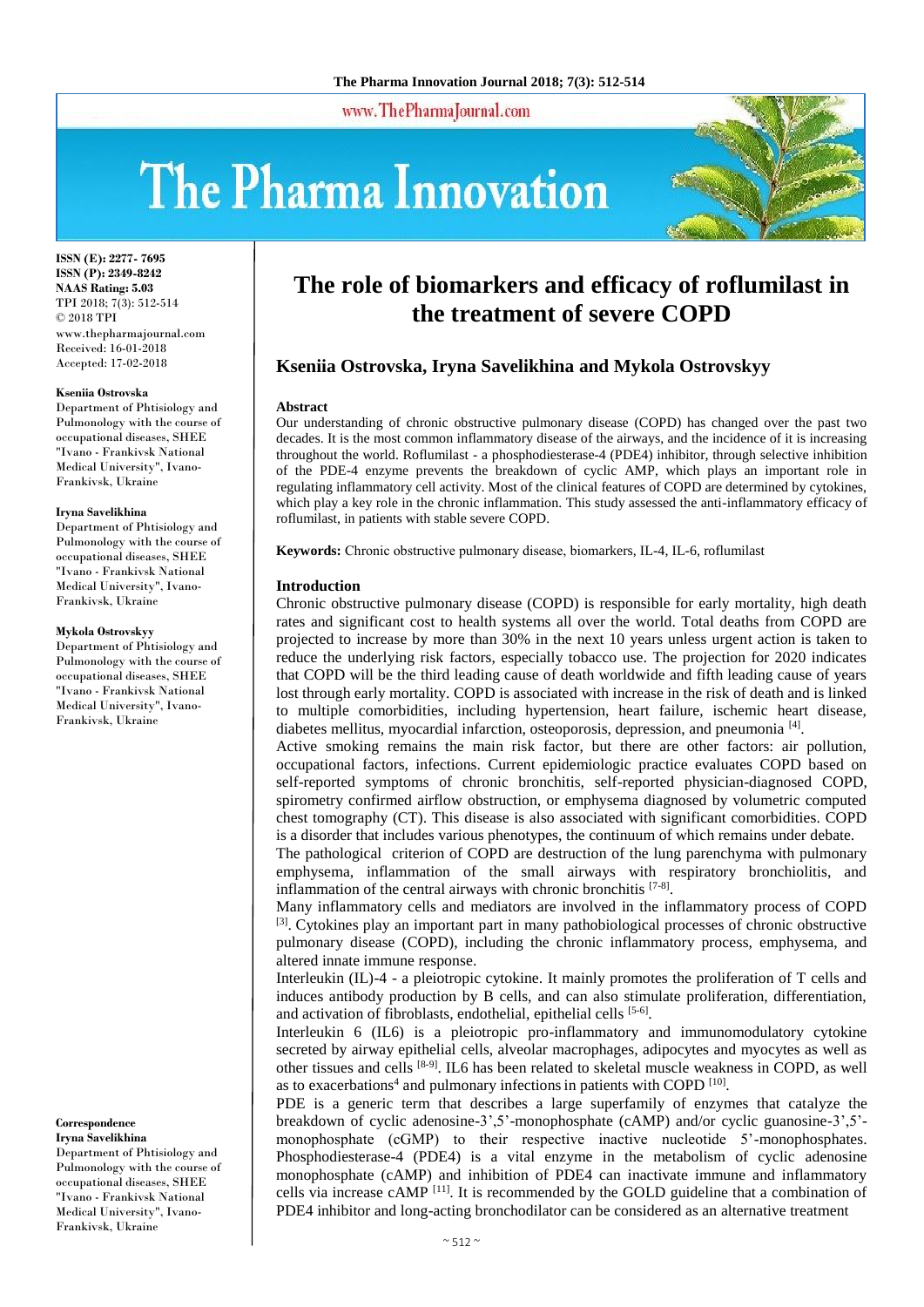ISSN (E): 2277- 7695
ISSN (P): 2349-8242
NAAS Rating: 5.03
TPI 2018; 7(3): 512-514
© 2018 TPI
www.thepharmajournal.com
Received: 16-01-2018
Accepted: 17-02-2018

**Kseniia Ostrovska**
Department of Phtisiology and Pulmonology with the course of occupational diseases, SHEE "Ivano - Frankivsk National Medical University", Ivano-Frankivsk, Ukraine

**Iryna Savelikhina**
Department of Phtisiology and Pulmonology with the course of occupational diseases, SHEE "Ivano - Frankivsk National Medical University", Ivano-Frankivsk, Ukraine

**Mykola Ostrovskyy**
Department of Phtisiology and Pulmonology with the course of occupational diseases, SHEE "Ivano - Frankivsk National Medical University", Ivano-Frankivsk, Ukraine

**Correspondence**
**Iryna Savelikhina**
Department of Phtisiology and Pulmonology with the course of occupational diseases, SHEE "Ivano - Frankivsk National Medical University", Ivano-Frankivsk, Ukraine

# The role of biomarkers and efficacy of roflumilast in the treatment of severe COPD

## Kseniia Ostrovska, Iryna Savelikhina and Mykola Ostrovskyy

### Abstract

Our understanding of chronic obstructive pulmonary disease (COPD) has changed over the past two decades. It is the most common inflammatory disease of the airways, and the incidence of it is increasing throughout the world. Roflumilast - a phosphodiesterase-4 (PDE4) inhibitor, through selective inhibition of the PDE-4 enzyme prevents the breakdown of cyclic AMP, which plays an important role in regulating inflammatory cell activity. Most of the clinical features of COPD are determined by cytokines, which play a key role in the chronic inflammation. This study assessed the anti-inflammatory efficacy of roflumilast, in patients with stable severe COPD.

**Keywords:** Chronic obstructive pulmonary disease, biomarkers, IL-4, IL-6, roflumilast

### Introduction

Chronic obstructive pulmonary disease (COPD) is responsible for early mortality, high death rates and significant cost to health systems all over the world. Total deaths from COPD are projected to increase by more than 30% in the next 10 years unless urgent action is taken to reduce the underlying risk factors, especially tobacco use. The projection for 2020 indicates that COPD will be the third leading cause of death worldwide and fifth leading cause of years lost through early mortality. COPD is associated with increase in the risk of death and is linked to multiple comorbidities, including hypertension, heart failure, ischemic heart disease, diabetes mellitus, myocardial infarction, osteoporosis, depression, and pneumonia [4].

Active smoking remains the main risk factor, but there are other factors: air pollution, occupational factors, infections. Current epidemiologic practice evaluates COPD based on self-reported symptoms of chronic bronchitis, self-reported physician-diagnosed COPD, spirometry confirmed airflow obstruction, or emphysema diagnosed by volumetric computed chest tomography (CT). This disease is also associated with significant comorbidities. COPD is a disorder that includes various phenotypes, the continuum of which remains under debate.

The pathological criterion of COPD are destruction of the lung parenchyma with pulmonary emphysema, inflammation of the small airways with respiratory bronchiolitis, and inflammation of the central airways with chronic bronchitis [7-8].

Many inflammatory cells and mediators are involved in the inflammatory process of COPD [3]. Cytokines play an important part in many pathobiological processes of chronic obstructive pulmonary disease (COPD), including the chronic inflammatory process, emphysema, and altered innate immune response.

Interleukin (IL)-4 - a pleiotropic cytokine. It mainly promotes the proliferation of T cells and induces antibody production by B cells, and can also stimulate proliferation, differentiation, and activation of fibroblasts, endothelial, epithelial cells [5-6].

Interleukin 6 (IL6) is a pleiotropic pro-inflammatory and immunomodulatory cytokine secreted by airway epithelial cells, alveolar macrophages, adipocytes and myocytes as well as other tissues and cells [8-9]. IL6 has been related to skeletal muscle weakness in COPD, as well as to exacerbations[4] and pulmonary infections in patients with COPD [10].

PDE is a generic term that describes a large superfamily of enzymes that catalyze the breakdown of cyclic adenosine-3',5'-monophosphate (cAMP) and/or cyclic guanosine-3',5'-monophosphate (cGMP) to their respective inactive nucleotide 5'-monophosphates. Phosphodiesterase-4 (PDE4) is a vital enzyme in the metabolism of cyclic adenosine monophosphate (cAMP) and inhibition of PDE4 can inactivate immune and inflammatory cells via increase cAMP [11]. It is recommended by the GOLD guideline that a combination of PDE4 inhibitor and long-acting bronchodilator can be considered as an alternative treatment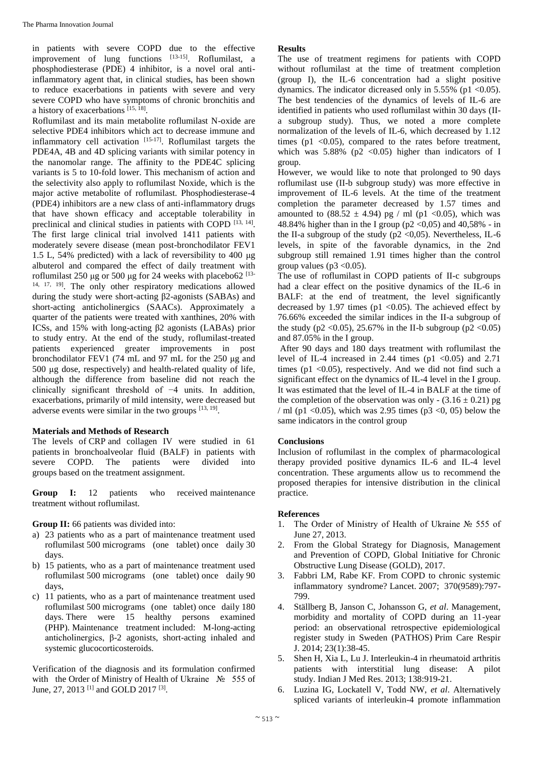in patients with severe COPD due to the effective improvement of lung functions [13-15]. Roflumilast, a phosphodiesterase (PDE) 4 inhibitor, is a novel oral anti-inflammatory agent that, in clinical studies, has been shown to reduce exacerbations in patients with severe and very severe COPD who have symptoms of chronic bronchitis and a history of exacerbations [15, 18].

Roflumilast and its main metabolite roflumilast N-oxide are selective PDE4 inhibitors which act to decrease immune and inflammatory cell activation [15-17]. Roflumilast targets the PDE4A, 4B and 4D splicing variants with similar potency in the nanomolar range. The affinity to the PDE4C splicing variants is 5 to 10-fold lower. This mechanism of action and the selectivity also apply to roflumilast Noxide, which is the major active metabolite of roflumilast. Phosphodiesterase-4 (PDE4) inhibitors are a new class of anti-inflammatory drugs that have shown efficacy and acceptable tolerability in preclinical and clinical studies in patients with COPD [13, 14]. The first large clinical trial involved 1411 patients with moderately severe disease (mean post-bronchodilator FEV1 1.5 L, 54% predicted) with a lack of reversibility to 400 μg albuterol and compared the effect of daily treatment with roflumilast 250 μg or 500 μg for 24 weeks with placebo62 [13-14, 17, 19]. The only other respiratory medications allowed during the study were short-acting β2-agonists (SABAs) and short-acting anticholinergics (SAACs). Approximately a quarter of the patients were treated with xanthines, 20% with ICSs, and 15% with long-acting β2 agonists (LABAs) prior to study entry. At the end of the study, roflumilast-treated patients experienced greater improvements in post bronchodilator FEV1 (74 mL and 97 mL for the 250 μg and 500 μg dose, respectively) and health-related quality of life, although the difference from baseline did not reach the clinically significant threshold of −4 units. In addition, exacerbations, primarily of mild intensity, were decreased but adverse events were similar in the two groups [13, 19].

## Materials and Methods of Research

The levels of CRP and collagen IV were studied in 61 patients in bronchoalveolar fluid (BALF) in patients with severe COPD. The patients were divided into groups based on the treatment assignment.

**Group I:** 12 patients who received maintenance treatment without roflumilast.

**Group II:** 66 patients was divided into:

a) 23 patients who as a part of maintenance treatment used roflumilast 500 micrograms (one tablet) once daily 30 days.
b) 15 patients, who as a part of maintenance treatment used roflumilast 500 micrograms (one tablet) once daily 90 days,
c) 11 patients, who as a part of maintenance treatment used roflumilast 500 micrograms (one tablet) once daily 180 days. There were 15 healthy persons examined (PHP). Maintenance treatment included: M-long-acting anticholinergics, β-2 agonists, short-acting inhaled and systemic glucocorticosteroids.

Verification of the diagnosis and its formulation confirmed with the Order of Ministry of Health of Ukraine № 555 of June, 27, 2013 [1] and GOLD 2017 [3].

## Results

The use of treatment regimens for patients with COPD without roflumilast at the time of treatment completion (group I), the IL-6 concentration had a slight positive dynamics. The indicator dicreased only in 5.55% ($p1 < 0.05$). The best tendencies of the dynamics of levels of IL-6 are identified in patients who used roflumilast within 30 days (II-a subgroup study). Thus, we noted a more complete normalization of the levels of IL-6, which decreased by 1.12 times ($p1 < 0.05$), compared to the rates before treatment, which was 5.88% ($p2 < 0.05$) higher than indicators of I group.

However, we would like to note that prolonged to 90 days roflumilast use (II-b subgroup study) was more effective in improvement of IL-6 levels. At the time of the treatment completion the parameter decreased by 1.57 times and amounted to ($88.52 \pm 4.94$) pg / ml ($p1 < 0.05$), which was 48.84% higher than in the I group ($p2 < 0.05$) and 40,58% - in the II-a subgroup of the study ($p2 < 0.05$). Nevertheless, IL-6 levels, in spite of the favorable dynamics, in the 2nd subgroup still remained 1.91 times higher than the control group values ($p3 < 0.05$).

The use of roflumilast in COPD patients of II-c subgroups had a clear effect on the positive dynamics of the IL-6 in BALF: at the end of treatment, the level significantly decreased by 1.97 times ($p1 < 0.05$). The achieved effect by 76.66% exceeded the similar indices in the II-a subgroup of the study ($p2 < 0.05$), 25.67% in the II-b subgroup ($p2 < 0.05$) and 87.05% in the I group.

After 90 days and 180 days treatment with roflumilast the level of IL-4 increased in 2.44 times ($p1 < 0.05$) and 2.71 times ($p1 < 0.05$), respectively. And we did not find such a significant effect on the dynamics of IL-4 level in the I group. It was estimated that the level of IL-4 in BALF at the time of the completion of the observation was only - ($3.16 \pm 0.21$) pg / ml ($p1 < 0.05$), which was 2.95 times ($p3 < 0, 05$) below the same indicators in the control group

## Conclusions

Inclusion of roflumilast in the complex of pharmacological therapy provided positive dynamics IL-6 and IL-4 level concentration. These arguments allow us to recommend the proposed therapies for intensive distribution in the clinical practice.

## References

1. The Order of Ministry of Health of Ukraine № 555 of June 27, 2013.
2. From the Global Strategy for Diagnosis, Management and Prevention of COPD, Global Initiative for Chronic Obstructive Lung Disease (GOLD), 2017.
3. Fabbri LM, Rabe KF. From COPD to chronic systemic inflammatory syndrome? Lancet. 2007; 370(9589):797-799.
4. Ställberg B, Janson C, Johansson G, *et al*. Management, morbidity and mortality of COPD during an 11-year period: an observational retrospective epidemiological register study in Sweden (PATHOS) Prim Care Respir J. 2014; 23(1):38-45.
5. Shen H, Xia L, Lu J. Interleukin-4 in rheumatoid arthritis patients with interstitial lung disease: A pilot study. Indian J Med Res. 2013; 138:919-21.
6. Luzina IG, Lockatell V, Todd NW, *et al*. Alternatively spliced variants of interleukin-4 promote inflammation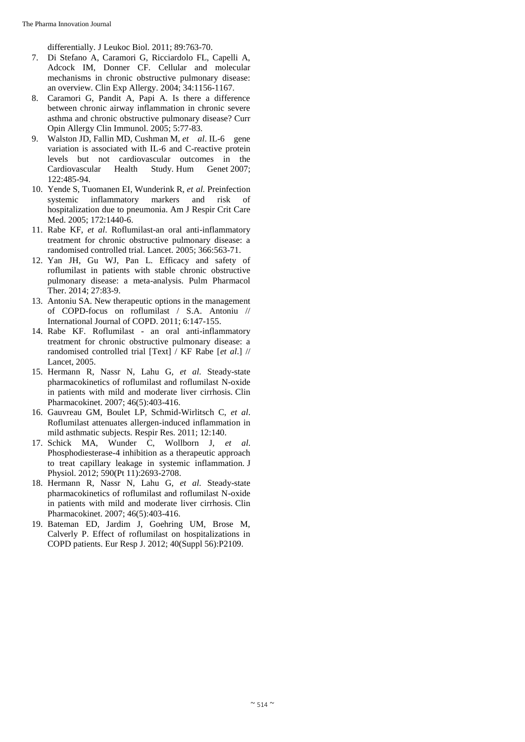differentially. J Leukoc Biol. 2011; 89:763-70.

7. Di Stefano A, Caramori G, Ricciardolo FL, Capelli A, Adcock IM, Donner CF. Cellular and molecular mechanisms in chronic obstructive pulmonary disease: an overview. Clin Exp Allergy. 2004; 34:1156-1167.
8. Caramori G, Pandit A, Papi A. Is there a difference between chronic airway inflammation in chronic severe asthma and chronic obstructive pulmonary disease? Curr Opin Allergy Clin Immunol. 2005; 5:77-83.
9. Walston JD, Fallin MD, Cushman M, *et al*. IL-6 gene variation is associated with IL-6 and C-reactive protein levels but not cardiovascular outcomes in the Cardiovascular Health Study. Hum Genet 2007; 122:485-94.
10. Yende S, Tuomanen EI, Wunderink R, *et al.* Preinfection systemic inflammatory markers and risk of hospitalization due to pneumonia. Am J Respir Crit Care Med. 2005; 172:1440-6.
11. Rabe KF, *et al*. Roflumilast-an oral anti-inflammatory treatment for chronic obstructive pulmonary disease: a randomised controlled trial. Lancet. 2005; 366:563-71.
12. Yan JH, Gu WJ, Pan L. Efficacy and safety of roflumilast in patients with stable chronic obstructive pulmonary disease: a meta-analysis. Pulm Pharmacol Ther. 2014; 27:83-9.
13. Antoniu SA. New therapeutic options in the management of COPD-focus on roflumilast / S.A. Antoniu // International Journal of COPD. 2011; 6:147-155.
14. Rabe KF. Roflumilast - an oral anti-inflammatory treatment for chronic obstructive pulmonary disease: a randomised controlled trial [Text] / KF Rabe [*et al*.] // Lancet, 2005.
15. Hermann R, Nassr N, Lahu G, *et al*. Steady-state pharmacokinetics of roflumilast and roflumilast N-oxide in patients with mild and moderate liver cirrhosis. Clin Pharmacokinet. 2007; 46(5):403-416.
16. Gauvreau GM, Boulet LP, Schmid-Wirlitsch C, *et al*. Roflumilast attenuates allergen-induced inflammation in mild asthmatic subjects. Respir Res. 2011; 12:140.
17. Schick MA, Wunder C, Wollborn J, *et al*. Phosphodiesterase-4 inhibition as a therapeutic approach to treat capillary leakage in systemic inflammation. J Physiol. 2012; 590(Pt 11):2693-2708.
18. Hermann R, Nassr N, Lahu G, *et al*. Steady-state pharmacokinetics of roflumilast and roflumilast N-oxide in patients with mild and moderate liver cirrhosis. Clin Pharmacokinet. 2007; 46(5):403-416.
19. Bateman ED, Jardim J, Goehring UM, Brose M, Calverly P. Effect of roflumilast on hospitalizations in COPD patients. Eur Resp J. 2012; 40(Suppl 56):P2109.